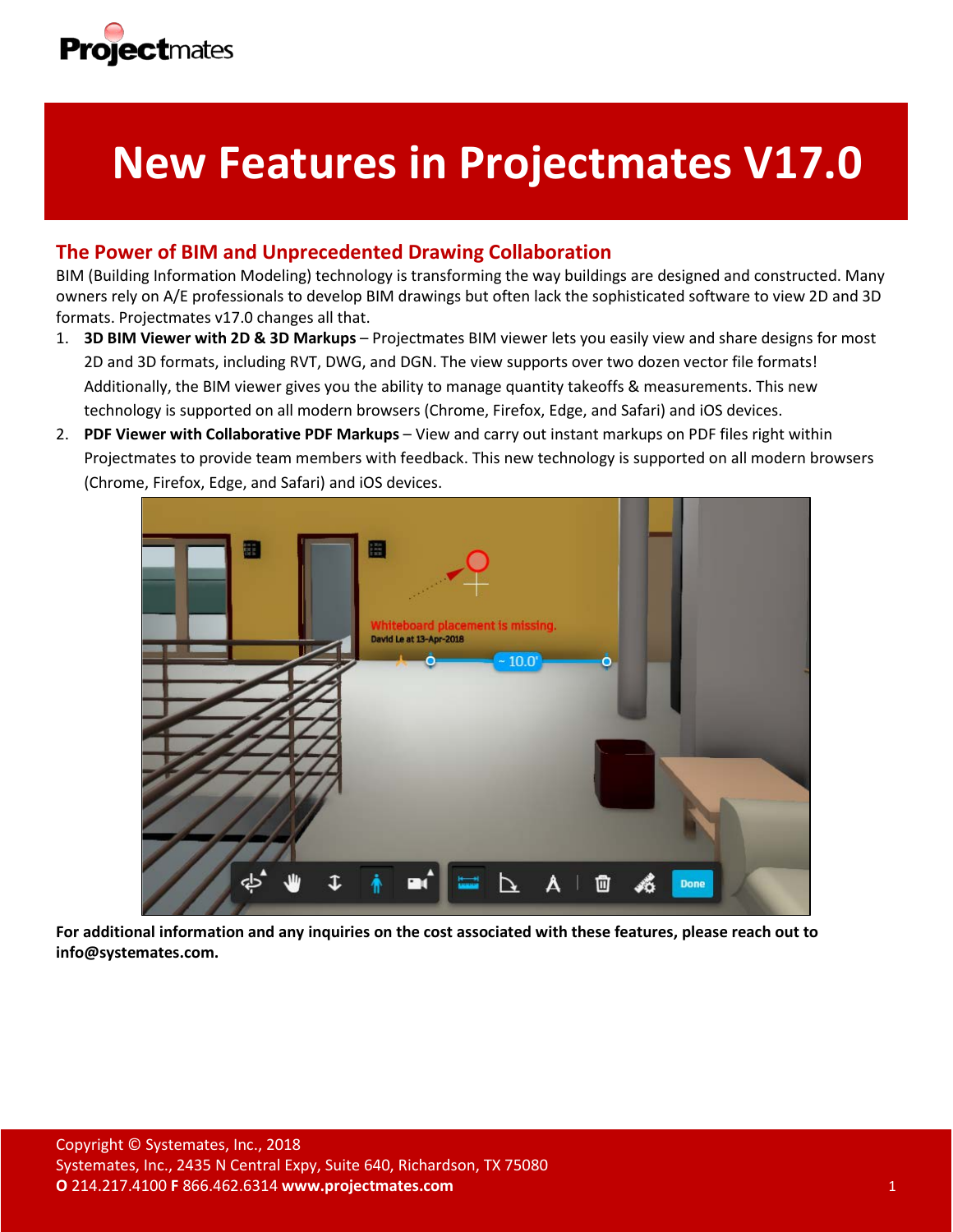# New Features in Projectmates V17.0

## The Power of BIM and Unprecedented Drawing Collaboration

BIM (Building Information Modeling) technology is transforming the way buildings are designed and constructed. Many owners rely on A/E professionals to develop BIM drawings but often lack the sophisticated software to view 2D and 3D formats. Projectmates v17.0 changes all that.

1. **3D BIM Viewer with 2D & 3D Markups** – Projectmates BIM viewer lets you easily view and share designs for most 2D and 3D formats, including RVT, DWG, and DGN. The view supports over two dozen vector file formats! Additionally, the BIM viewer gives you the ability to manage quantity takeoffs & measurements. This new technology is supported on all modern browsers (Chrome, Firefox, Edge, and Safari) and iOS devices.
2. **PDF Viewer with Collaborative PDF Markups** – View and carry out instant markups on PDF files right within Projectmates to provide team members with feedback. This new technology is supported on all modern browsers (Chrome, Firefox, Edge, and Safari) and iOS devices.

**For additional information and any inquiries on the cost associated with these features, please reach out to info@systemates.com.**

Copyright © Systemates, Inc., 2018
Systemates, Inc., 2435 N Central Expy, Suite 640, Richardson, TX 75080
**O** 214.217.4100 **F** 866.462.6314 **www.projectmates.com**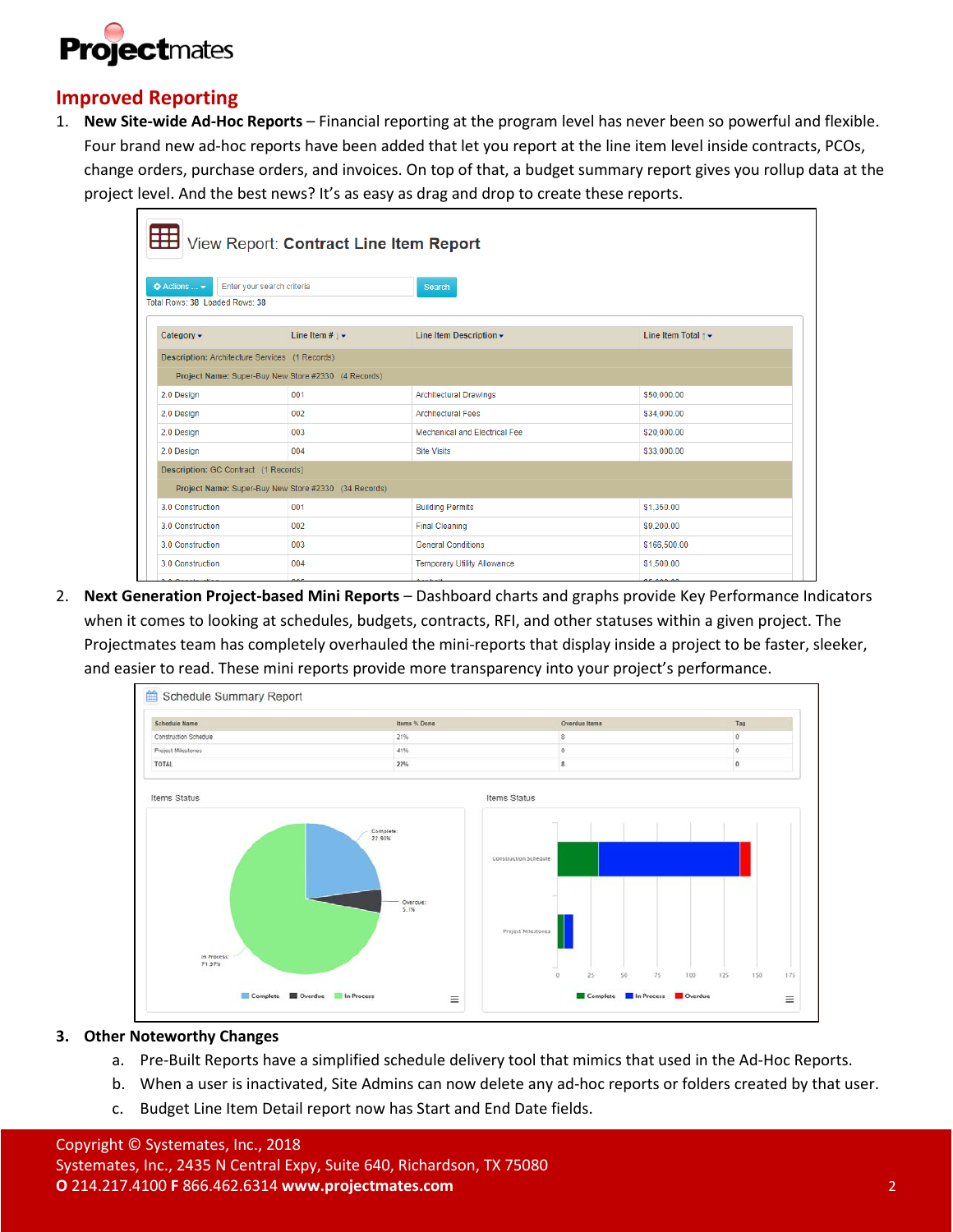## Improved Reporting

1. **New Site-wide Ad-Hoc Reports** – Financial reporting at the program level has never been so powerful and flexible. Four brand new ad-hoc reports have been added that let you report at the line item level inside contracts, PCOs, change orders, purchase orders, and invoices. On top of that, a budget summary report gives you rollup data at the project level. And the best news? It's as easy as drag and drop to create these reports.

2. **Next Generation Project-based Mini Reports** – Dashboard charts and graphs provide Key Performance Indicators when it comes to looking at schedules, budgets, contracts, RFI, and other statuses within a given project. The Projectmates team has completely overhauled the mini-reports that display inside a project to be faster, sleeker, and easier to read. These mini reports provide more transparency into your project's performance.

3. **Other Noteworthy Changes**
   a. Pre-Built Reports have a simplified schedule delivery tool that mimics that used in the Ad-Hoc Reports.
   b. When a user is inactivated, Site Admins can now delete any ad-hoc reports or folders created by that user.
   c. Budget Line Item Detail report now has Start and End Date fields.

Copyright © Systemates, Inc., 2018
Systemates, Inc., 2435 N Central Expy, Suite 640, Richardson, TX 75080
**O** 214.217.4100 **F** 866.462.6314 **www.projectmates.com**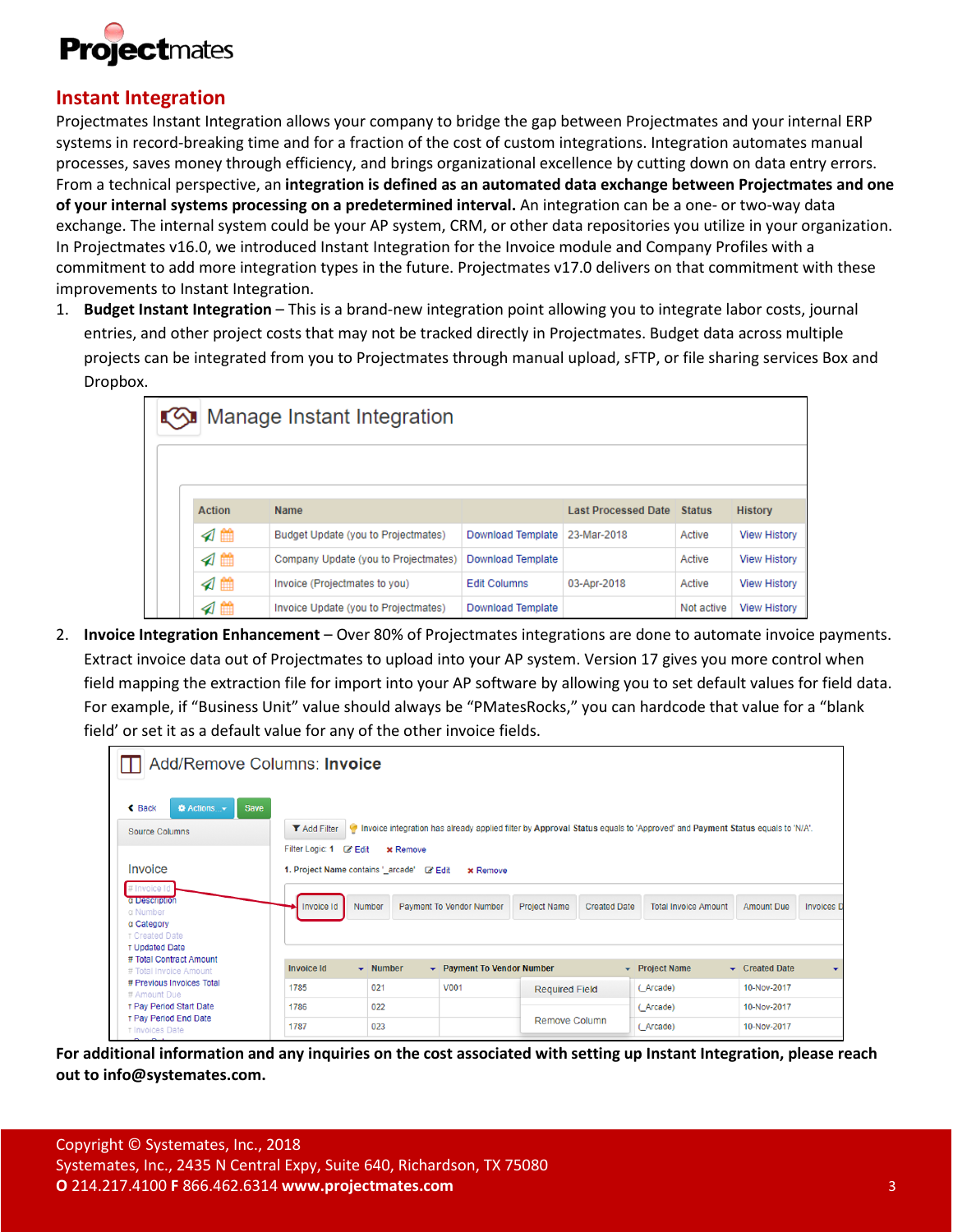## Instant Integration

Projectmates Instant Integration allows your company to bridge the gap between Projectmates and your internal ERP systems in record-breaking time and for a fraction of the cost of custom integrations. Integration automates manual processes, saves money through efficiency, and brings organizational excellence by cutting down on data entry errors. From a technical perspective, an **integration is defined as an automated data exchange between Projectmates and one of your internal systems processing on a predetermined interval.** An integration can be a one- or two-way data exchange. The internal system could be your AP system, CRM, or other data repositories you utilize in your organization. In Projectmates v16.0, we introduced Instant Integration for the Invoice module and Company Profiles with a commitment to add more integration types in the future. Projectmates v17.0 delivers on that commitment with these improvements to Instant Integration.

1. **Budget Instant Integration** – This is a brand-new integration point allowing you to integrate labor costs, journal entries, and other project costs that may not be tracked directly in Projectmates. Budget data across multiple projects can be integrated from you to Projectmates through manual upload, sFTP, or file sharing services Box and Dropbox.

2. **Invoice Integration Enhancement** – Over 80% of Projectmates integrations are done to automate invoice payments. Extract invoice data out of Projectmates to upload into your AP system. Version 17 gives you more control when field mapping the extraction file for import into your AP software by allowing you to set default values for field data. For example, if "Business Unit" value should always be "PMatesRocks," you can hardcode that value for a "blank field' or set it as a default value for any of the other invoice fields.

**For additional information and any inquiries on the cost associated with setting up Instant Integration, please reach out to info@systemates.com.**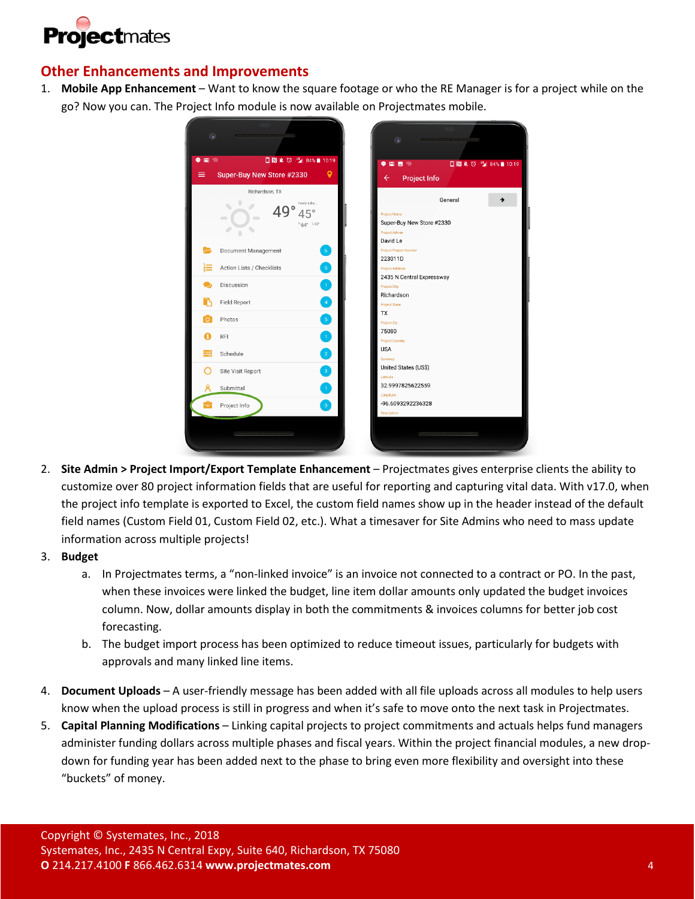## Other Enhancements and Improvements

1. **Mobile App Enhancement** – Want to know the square footage or who the RE Manager is for a project while on the go? Now you can. The Project Info module is now available on Projectmates mobile.

2. **Site Admin > Project Import/Export Template Enhancement** – Projectmates gives enterprise clients the ability to customize over 80 project information fields that are useful for reporting and capturing vital data. With v17.0, when the project info template is exported to Excel, the custom field names show up in the header instead of the default field names (Custom Field 01, Custom Field 02, etc.). What a timesaver for Site Admins who need to mass update information across multiple projects!

3. **Budget**
   a. In Projectmates terms, a "non-linked invoice" is an invoice not connected to a contract or PO. In the past, when these invoices were linked the budget, line item dollar amounts only updated the budget invoices column. Now, dollar amounts display in both the commitments & invoices columns for better job cost forecasting.
   b. The budget import process has been optimized to reduce timeout issues, particularly for budgets with approvals and many linked line items.

4. **Document Uploads** – A user-friendly message has been added with all file uploads across all modules to help users know when the upload process is still in progress and when it's safe to move onto the next task in Projectmates.

5. **Capital Planning Modifications** – Linking capital projects to project commitments and actuals helps fund managers administer funding dollars across multiple phases and fiscal years. Within the project financial modules, a new drop-down for funding year has been added next to the phase to bring even more flexibility and oversight into these "buckets" of money.

Copyright © Systemates, Inc., 2018
Systemates, Inc., 2435 N Central Expy, Suite 640, Richardson, TX 75080
**O** 214.217.4100 **F** 866.462.6314 **www.projectmates.com**